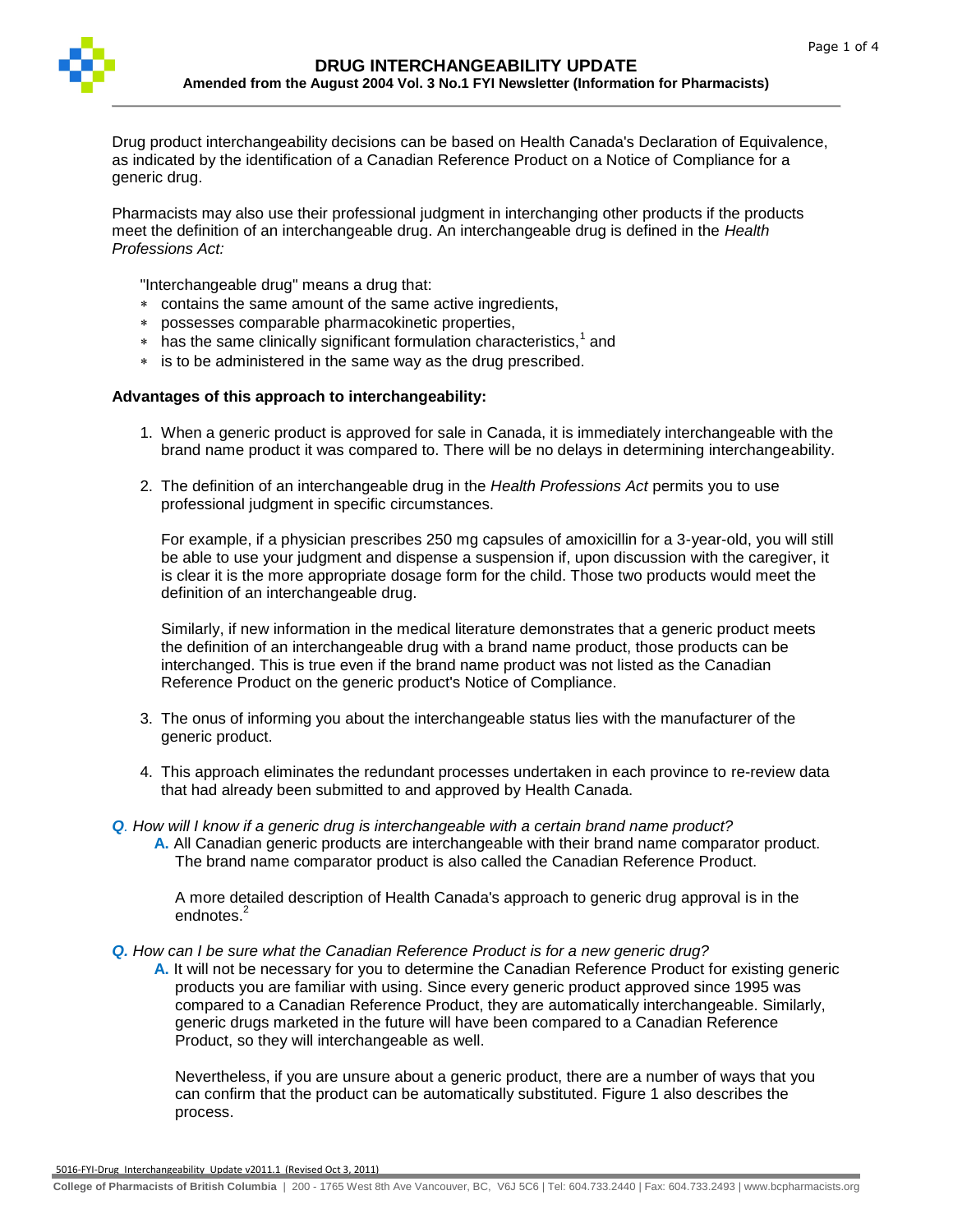# DRUG INTERCHANGEABILITY UPDATE

**Amended from the August 2004 Vol. 3 No.1 FYI Newsletter (Information for Pharmacists)**

Drug product interchangeability decisions can be based on Health Canada's Declaration of Equivalence, as indicated by the identification of a Canadian Reference Product on a Notice of Compliance for a generic drug.

Pharmacists may also use their professional judgment in interchanging other products if the products meet the definition of an interchangeable drug. An interchangeable drug is defined in the *Health Professions Act:*

"Interchangeable drug" means a drug that:

- contains the same amount of the same active ingredients,
- possesses comparable pharmacokinetic properties,
- has the same clinically significant formulation characteristics,[1] and
- is to be administered in the same way as the drug prescribed.

**Advantages of this approach to interchangeability:**

1. When a generic product is approved for sale in Canada, it is immediately interchangeable with the brand name product it was compared to. There will be no delays in determining interchangeability.

2. The definition of an interchangeable drug in the *Health Professions Act* permits you to use professional judgment in specific circumstances.

   For example, if a physician prescribes 250 mg capsules of amoxicillin for a 3-year-old, you will still be able to use your judgment and dispense a suspension if, upon discussion with the caregiver, it is clear it is the more appropriate dosage form for the child. Those two products would meet the definition of an interchangeable drug.

   Similarly, if new information in the medical literature demonstrates that a generic product meets the definition of an interchangeable drug with a brand name product, those products can be interchanged. This is true even if the brand name product was not listed as the Canadian Reference Product on the generic product's Notice of Compliance.

3. The onus of informing you about the interchangeable status lies with the manufacturer of the generic product.

4. This approach eliminates the redundant processes undertaken in each province to re-review data that had already been submitted to and approved by Health Canada.

***Q.*** *How will I know if a generic drug is interchangeable with a certain brand name product?*

**A.** All Canadian generic products are interchangeable with their brand name comparator product. The brand name comparator product is also called the Canadian Reference Product.

A more detailed description of Health Canada's approach to generic drug approval is in the endnotes.[2]

***Q.*** *How can I be sure what the Canadian Reference Product is for a new generic drug?*

**A.** It will not be necessary for you to determine the Canadian Reference Product for existing generic products you are familiar with using. Since every generic product approved since 1995 was compared to a Canadian Reference Product, they are automatically interchangeable. Similarly, generic drugs marketed in the future will have been compared to a Canadian Reference Product, so they will interchangeable as well.

Nevertheless, if you are unsure about a generic product, there are a number of ways that you can confirm that the product can be automatically substituted. Figure 1 also describes the process.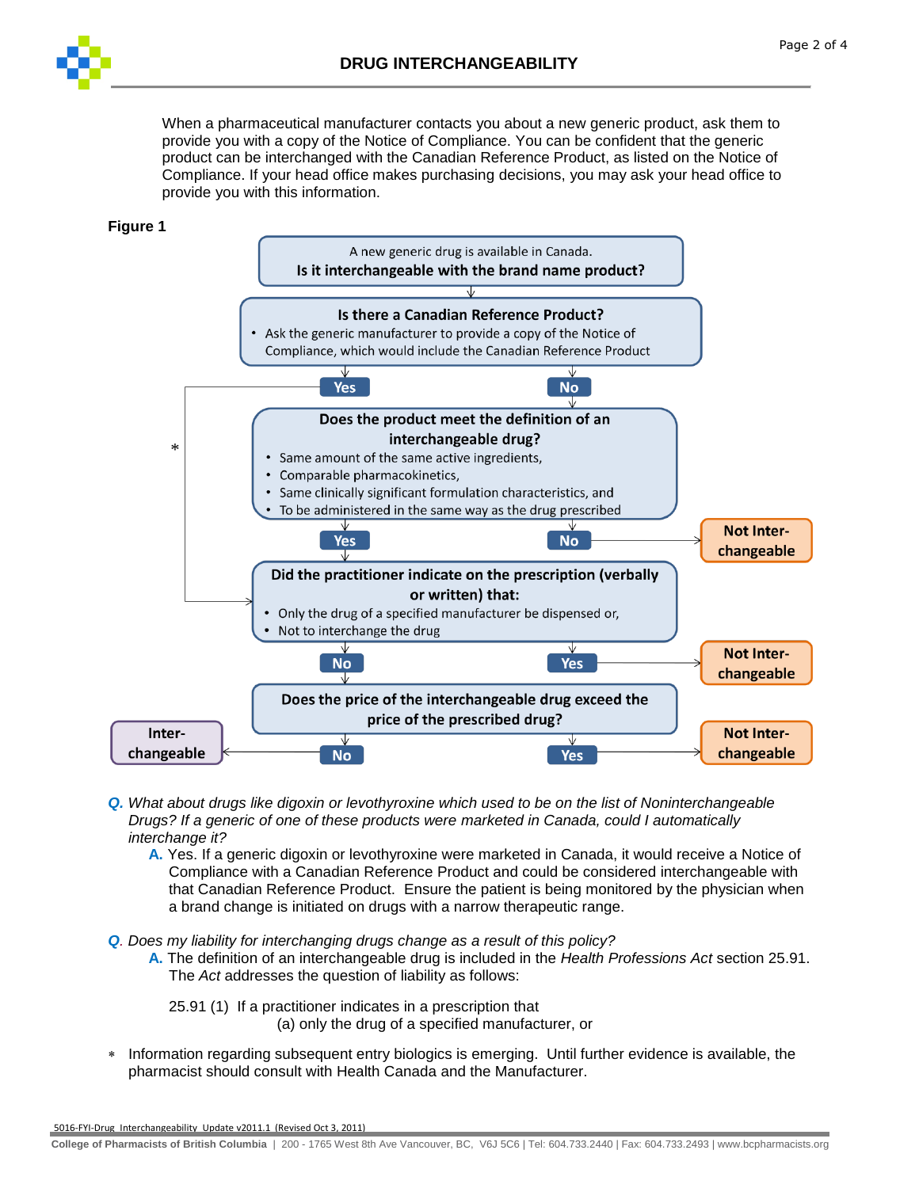When a pharmaceutical manufacturer contacts you about a new generic product, ask them to provide you with a copy of the Notice of Compliance. You can be confident that the generic product can be interchanged with the Canadian Reference Product, as listed on the Notice of Compliance. If your head office makes purchasing decisions, you may ask your head office to provide you with this information.

**Figure 1**

A new generic drug is available in Canada.
**Is it interchangeable with the brand name product?**

**Is there a Canadian Reference Product?**
- Ask the generic manufacturer to provide a copy of the Notice of Compliance, which would include the Canadian Reference Product

Yes → (*) Did the practitioner indicate on the prescription (verbally or written) that...
No → Does the product meet the definition of an interchangeable drug?

**Does the product meet the definition of an interchangeable drug?**
- Same amount of the same active ingredients,
- Comparable pharmacokinetics,
- Same clinically significant formulation characteristics, and
- To be administered in the same way as the drug prescribed

Yes → Did the practitioner indicate on the prescription...
No → **Not Inter-changeable**

**Did the practitioner indicate on the prescription (verbally or written) that:**
- Only the drug of a specified manufacturer be dispensed or,
- Not to interchange the drug

No → Does the price of the interchangeable drug exceed the price of the prescribed drug?
Yes → **Not Inter-changeable**

**Does the price of the interchangeable drug exceed the price of the prescribed drug?**

No → **Inter-changeable**
Yes → **Not Inter-changeable**

**Q.** *What about drugs like digoxin or levothyroxine which used to be on the list of Noninterchangeable Drugs? If a generic of one of these products were marketed in Canada, could I automatically interchange it?*

> **A.** Yes. If a generic digoxin or levothyroxine were marketed in Canada, it would receive a Notice of Compliance with a Canadian Reference Product and could be considered interchangeable with that Canadian Reference Product. Ensure the patient is being monitored by the physician when a brand change is initiated on drugs with a narrow therapeutic range.

**Q.** *Does my liability for interchanging drugs change as a result of this policy?*

> **A.** The definition of an interchangeable drug is included in the *Health Professions Act* section 25.91. The *Act* addresses the question of liability as follows:
>
> 25.91 (1) If a practitioner indicates in a prescription that
>
> (a) only the drug of a specified manufacturer, or

* Information regarding subsequent entry biologics is emerging. Until further evidence is available, the pharmacist should consult with Health Canada and the Manufacturer.

5016-FYI-Drug_Interchangeability_Update v2011.1 (Revised Oct 3, 2011)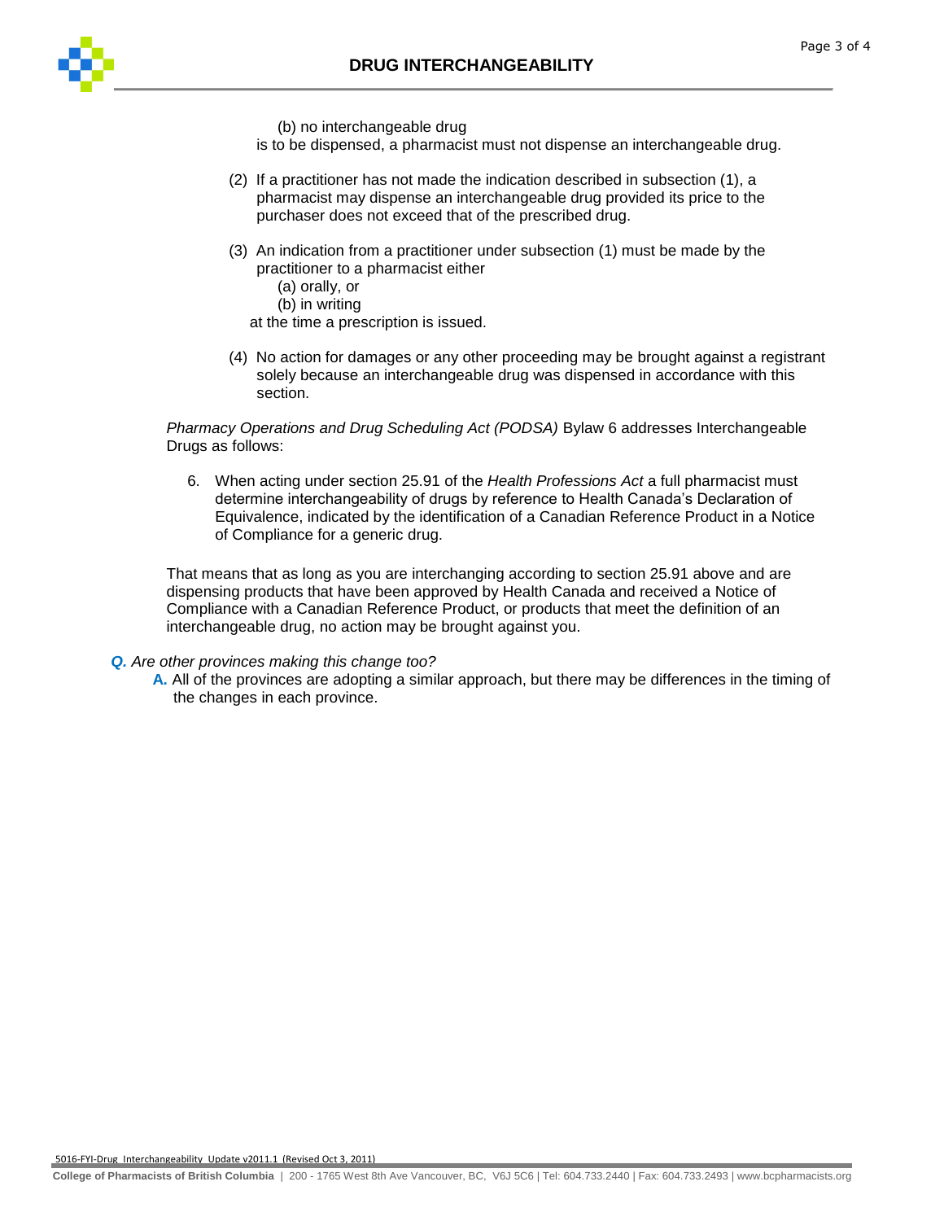(b) no interchangeable drug

is to be dispensed, a pharmacist must not dispense an interchangeable drug.

(2) If a practitioner has not made the indication described in subsection (1), a pharmacist may dispense an interchangeable drug provided its price to the purchaser does not exceed that of the prescribed drug.

(3) An indication from a practitioner under subsection (1) must be made by the practitioner to a pharmacist either

(a) orally, or

(b) in writing

at the time a prescription is issued.

(4) No action for damages or any other proceeding may be brought against a registrant solely because an interchangeable drug was dispensed in accordance with this section.

*Pharmacy Operations and Drug Scheduling Act (PODSA)* Bylaw 6 addresses Interchangeable Drugs as follows:

6. When acting under section 25.91 of the *Health Professions Act* a full pharmacist must determine interchangeability of drugs by reference to Health Canada's Declaration of Equivalence, indicated by the identification of a Canadian Reference Product in a Notice of Compliance for a generic drug.

That means that as long as you are interchanging according to section 25.91 above and are dispensing products that have been approved by Health Canada and received a Notice of Compliance with a Canadian Reference Product, or products that meet the definition of an interchangeable drug, no action may be brought against you.

***Q.*** *Are other provinces making this change too?*

**A.** All of the provinces are adopting a similar approach, but there may be differences in the timing of the changes in each province.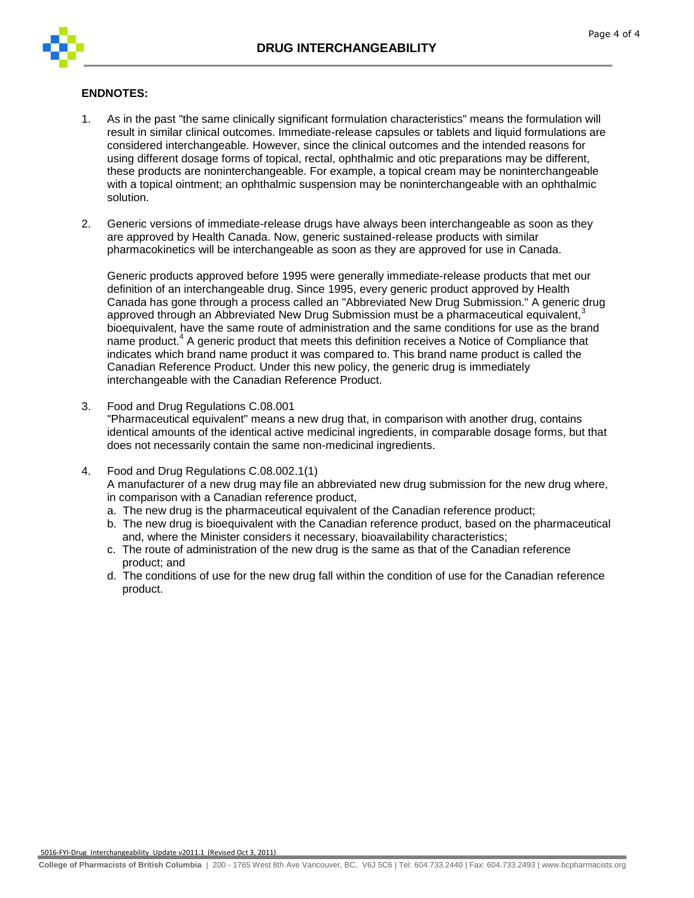## ENDNOTES:

1. As in the past "the same clinically significant formulation characteristics" means the formulation will result in similar clinical outcomes. Immediate-release capsules or tablets and liquid formulations are considered interchangeable. However, since the clinical outcomes and the intended reasons for using different dosage forms of topical, rectal, ophthalmic and otic preparations may be different, these products are noninterchangeable. For example, a topical cream may be noninterchangeable with a topical ointment; an ophthalmic suspension may be noninterchangeable with an ophthalmic solution.

2. Generic versions of immediate-release drugs have always been interchangeable as soon as they are approved by Health Canada. Now, generic sustained-release products with similar pharmacokinetics will be interchangeable as soon as they are approved for use in Canada.

   Generic products approved before 1995 were generally immediate-release products that met our definition of an interchangeable drug. Since 1995, every generic product approved by Health Canada has gone through a process called an "Abbreviated New Drug Submission." A generic drug approved through an Abbreviated New Drug Submission must be a pharmaceutical equivalent,[3] bioequivalent, have the same route of administration and the same conditions for use as the brand name product.[4] A generic product that meets this definition receives a Notice of Compliance that indicates which brand name product it was compared to. This brand name product is called the Canadian Reference Product. Under this new policy, the generic drug is immediately interchangeable with the Canadian Reference Product.

3. Food and Drug Regulations C.08.001
   "Pharmaceutical equivalent" means a new drug that, in comparison with another drug, contains identical amounts of the identical active medicinal ingredients, in comparable dosage forms, but that does not necessarily contain the same non-medicinal ingredients.

4. Food and Drug Regulations C.08.002.1(1)
   A manufacturer of a new drug may file an abbreviated new drug submission for the new drug where, in comparison with a Canadian reference product,
   a. The new drug is the pharmaceutical equivalent of the Canadian reference product;
   b. The new drug is bioequivalent with the Canadian reference product, based on the pharmaceutical and, where the Minister considers it necessary, bioavailability characteristics;
   c. The route of administration of the new drug is the same as that of the Canadian reference product; and
   d. The conditions of use for the new drug fall within the condition of use for the Canadian reference product.